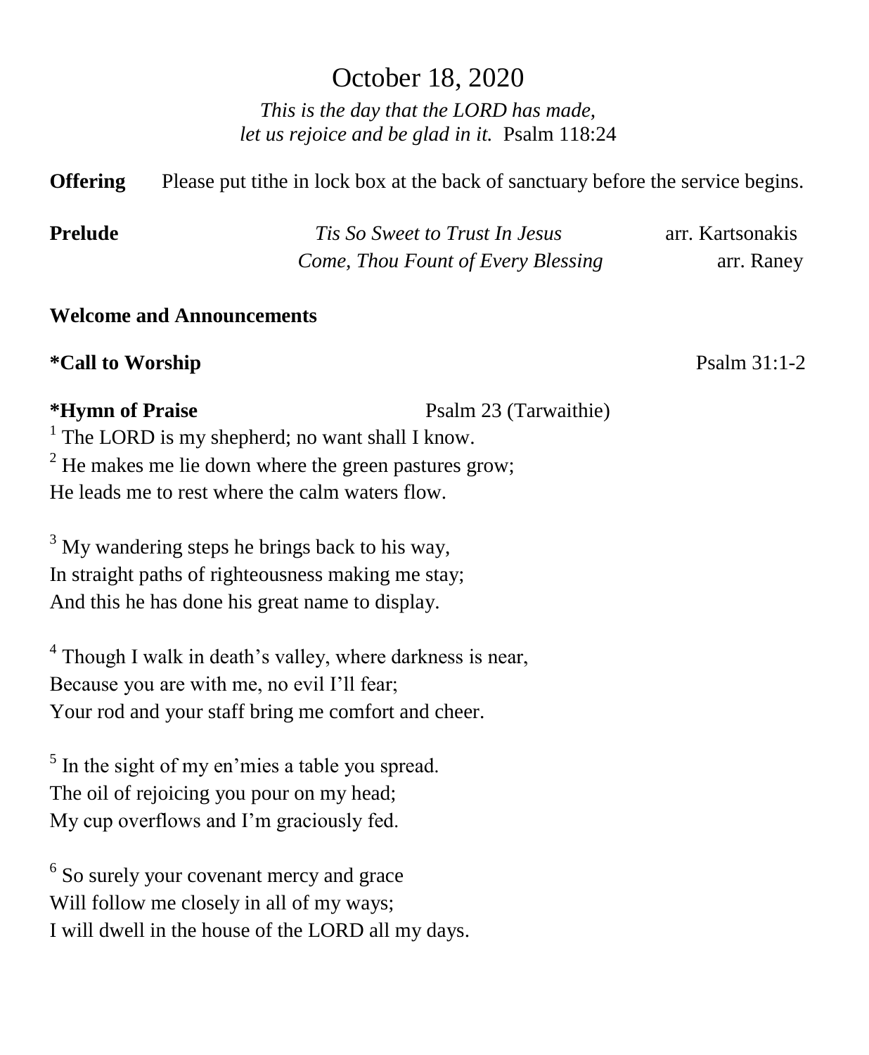# October 18, 2020

*This is the day that the LORD has made,*
*let us rejoice and be glad in it.* Psalm 118:24

**Offering** Please put tithe in lock box at the back of sanctuary before the service begins.

**Prelude** *Tis So Sweet to Trust In Jesus* arr. Kartsonakis
*Come, Thou Fount of Every Blessing* arr. Raney

**Welcome and Announcements**

**\*Call to Worship** Psalm 31:1-2

**\*Hymn of Praise** Psalm 23 (Tarwaithie)

1 The LORD is my shepherd; no want shall I know.
2 He makes me lie down where the green pastures grow;
He leads me to rest where the calm waters flow.

3 My wandering steps he brings back to his way,
In straight paths of righteousness making me stay;
And this he has done his great name to display.

4 Though I walk in death's valley, where darkness is near,
Because you are with me, no evil I'll fear;
Your rod and your staff bring me comfort and cheer.

5 In the sight of my en'mies a table you spread.
The oil of rejoicing you pour on my head;
My cup overflows and I'm graciously fed.

6 So surely your covenant mercy and grace
Will follow me closely in all of my ways;
I will dwell in the house of the LORD all my days.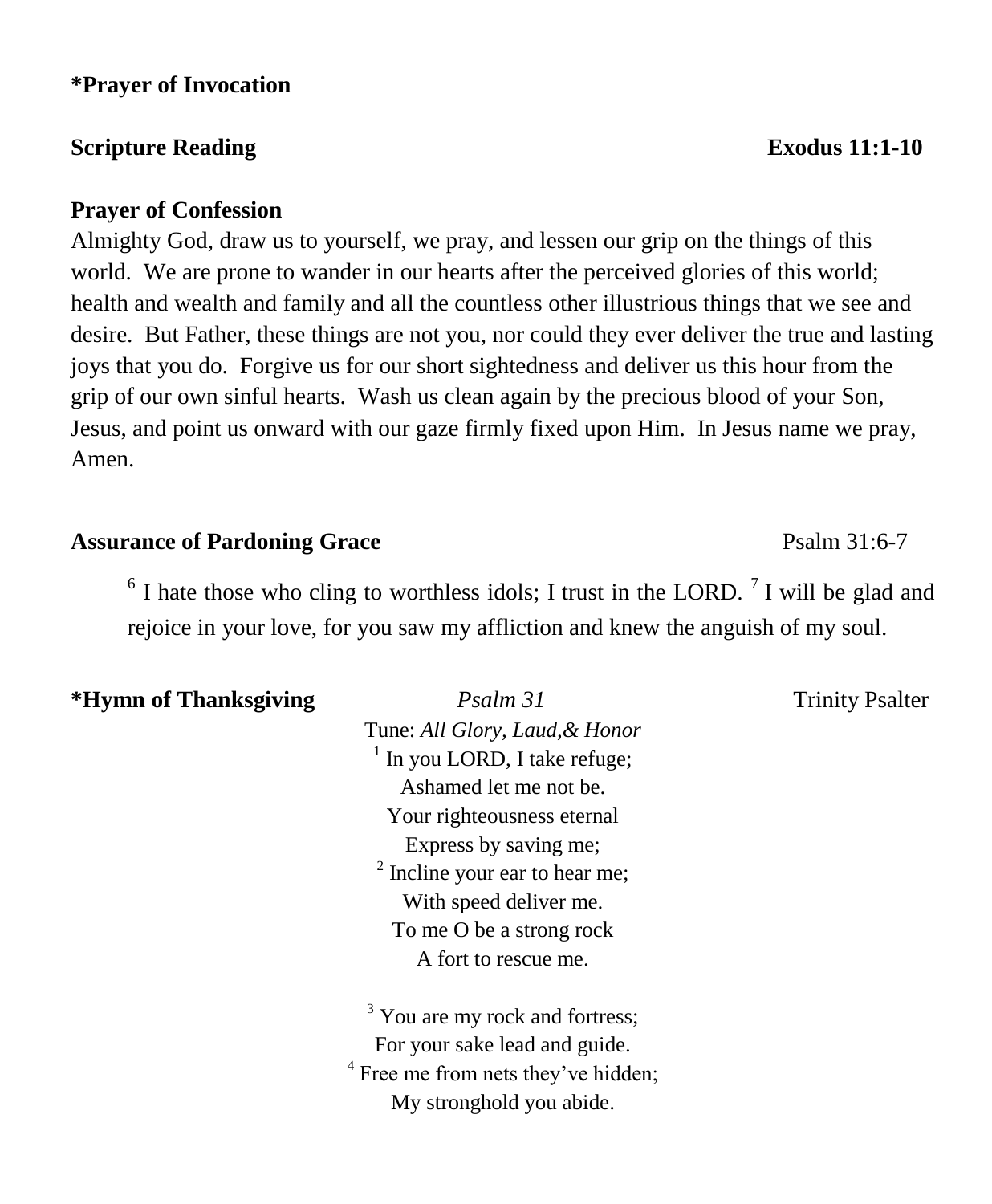**\*Prayer of Invocation**

**Scripture Reading** **Exodus 11:1-10**

**Prayer of Confession**

Almighty God, draw us to yourself, we pray, and lessen our grip on the things of this world. We are prone to wander in our hearts after the perceived glories of this world; health and wealth and family and all the countless other illustrious things that we see and desire. But Father, these things are not you, nor could they ever deliver the true and lasting joys that you do. Forgive us for our short sightedness and deliver us this hour from the grip of our own sinful hearts. Wash us clean again by the precious blood of your Son, Jesus, and point us onward with our gaze firmly fixed upon Him. In Jesus name we pray, Amen.

**Assurance of Pardoning Grace** Psalm 31:6-7

> [6] I hate those who cling to worthless idols; I trust in the LORD. [7] I will be glad and rejoice in your love, for you saw my affliction and knew the anguish of my soul.

**\*Hymn of Thanksgiving** *Psalm 31* Trinity Psalter

Tune: *All Glory, Laud,& Honor*

[1] In you LORD, I take refuge;
Ashamed let me not be.
Your righteousness eternal
Express by saving me;
[2] Incline your ear to hear me;
With speed deliver me.
To me O be a strong rock
A fort to rescue me.

[3] You are my rock and fortress;
For your sake lead and guide.
[4] Free me from nets they've hidden;
My stronghold you abide.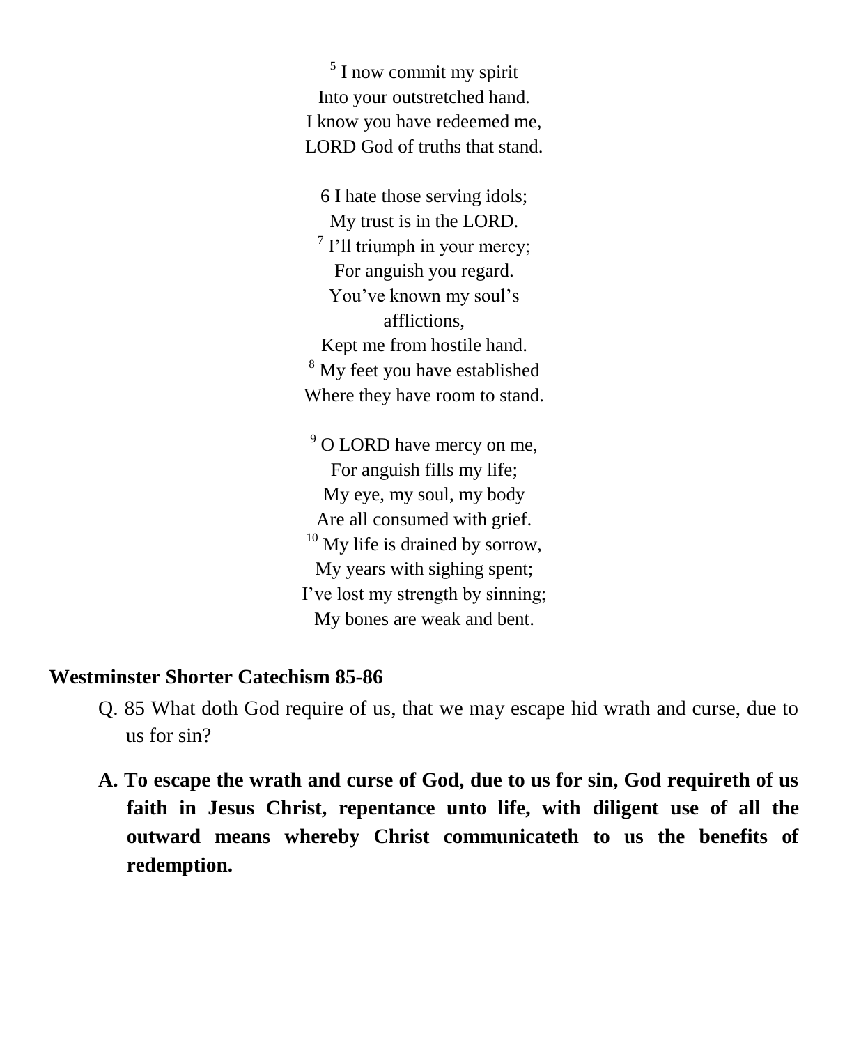[5] I now commit my spirit  
Into your outstretched hand.  
I know you have redeemed me,  
LORD God of truths that stand.

6 I hate those serving idols;  
My trust is in the LORD.  
[7] I'll triumph in your mercy;  
For anguish you regard.  
You've known my soul's  
afflictions,  
Kept me from hostile hand.  
[8] My feet you have established  
Where they have room to stand.

[9] O LORD have mercy on me,  
For anguish fills my life;  
My eye, my soul, my body  
Are all consumed with grief.  
[10] My life is drained by sorrow,  
My years with sighing spent;  
I've lost my strength by sinning;  
My bones are weak and bent.

**Westminster Shorter Catechism 85-86**

Q. 85 What doth God require of us, that we may escape hid wrath and curse, due to us for sin?

**A. To escape the wrath and curse of God, due to us for sin, God requireth of us faith in Jesus Christ, repentance unto life, with diligent use of all the outward means whereby Christ communicateth to us the benefits of redemption.**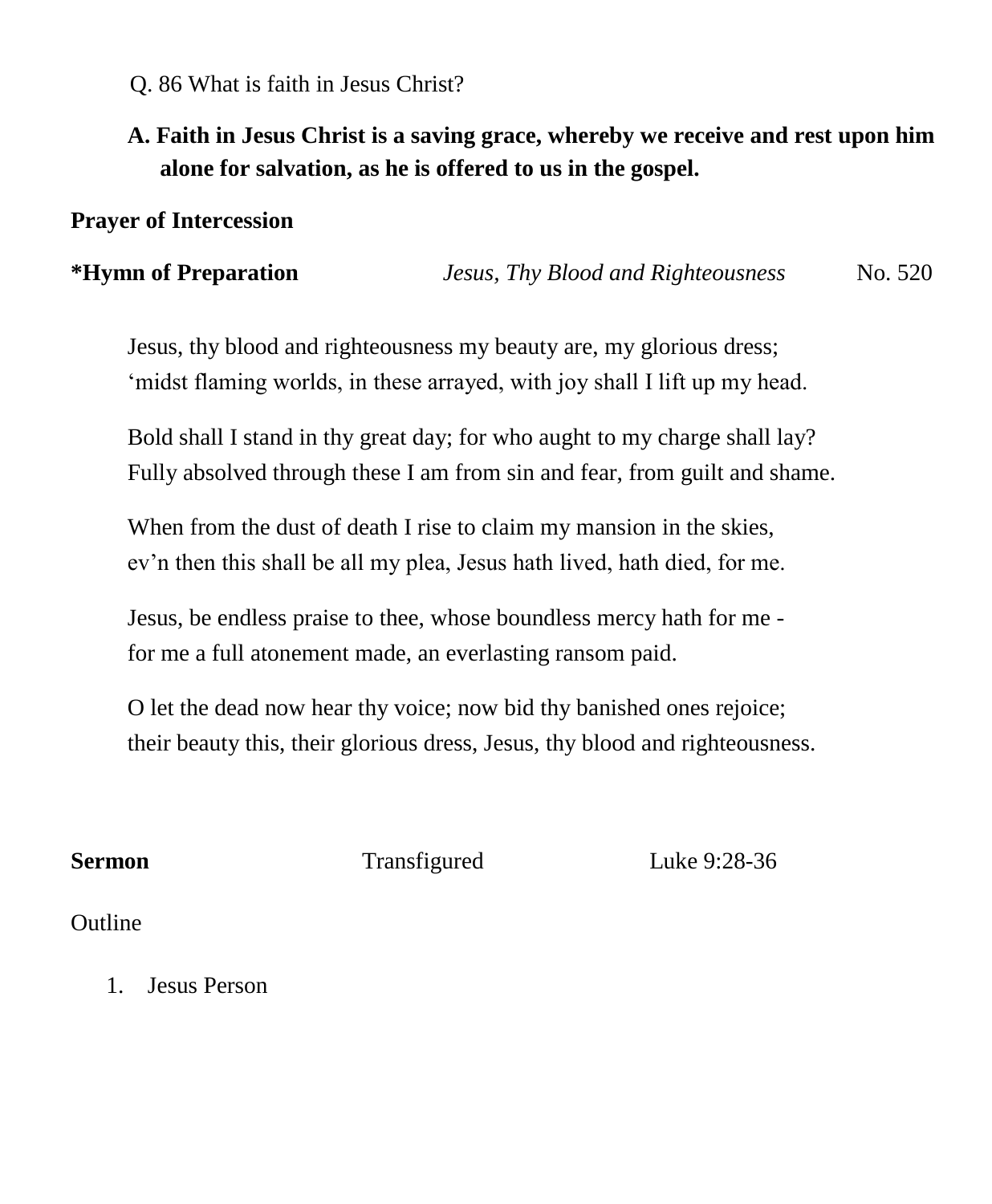Q. 86 What is faith in Jesus Christ?

**A. Faith in Jesus Christ is a saving grace, whereby we receive and rest upon him alone for salvation, as he is offered to us in the gospel.**

**Prayer of Intercession**

**\*Hymn of Preparation** *Jesus, Thy Blood and Righteousness* No. 520

Jesus, thy blood and righteousness my beauty are, my glorious dress;
'midst flaming worlds, in these arrayed, with joy shall I lift up my head.

Bold shall I stand in thy great day; for who aught to my charge shall lay?
Fully absolved through these I am from sin and fear, from guilt and shame.

When from the dust of death I rise to claim my mansion in the skies,
ev'n then this shall be all my plea, Jesus hath lived, hath died, for me.

Jesus, be endless praise to thee, whose boundless mercy hath for me -
for me a full atonement made, an everlasting ransom paid.

O let the dead now hear thy voice; now bid thy banished ones rejoice;
their beauty this, their glorious dress, Jesus, thy blood and righteousness.

**Sermon** Transfigured Luke 9:28-36

Outline

1. Jesus Person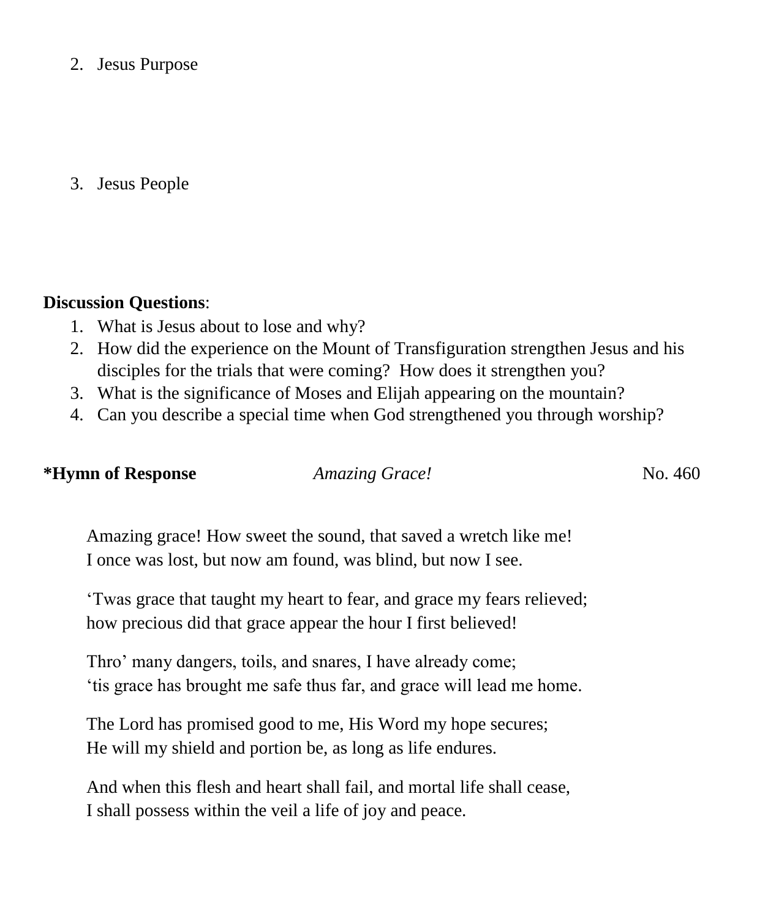2. Jesus Purpose

3. Jesus People

**Discussion Questions**:

1. What is Jesus about to lose and why?
2. How did the experience on the Mount of Transfiguration strengthen Jesus and his disciples for the trials that were coming? How does it strengthen you?
3. What is the significance of Moses and Elijah appearing on the mountain?
4. Can you describe a special time when God strengthened you through worship?

**\*Hymn of Response** *Amazing Grace!* No. 460

Amazing grace! How sweet the sound, that saved a wretch like me!
I once was lost, but now am found, was blind, but now I see.

'Twas grace that taught my heart to fear, and grace my fears relieved;
how precious did that grace appear the hour I first believed!

Thro' many dangers, toils, and snares, I have already come;
'tis grace has brought me safe thus far, and grace will lead me home.

The Lord has promised good to me, His Word my hope secures;
He will my shield and portion be, as long as life endures.

And when this flesh and heart shall fail, and mortal life shall cease,
I shall possess within the veil a life of joy and peace.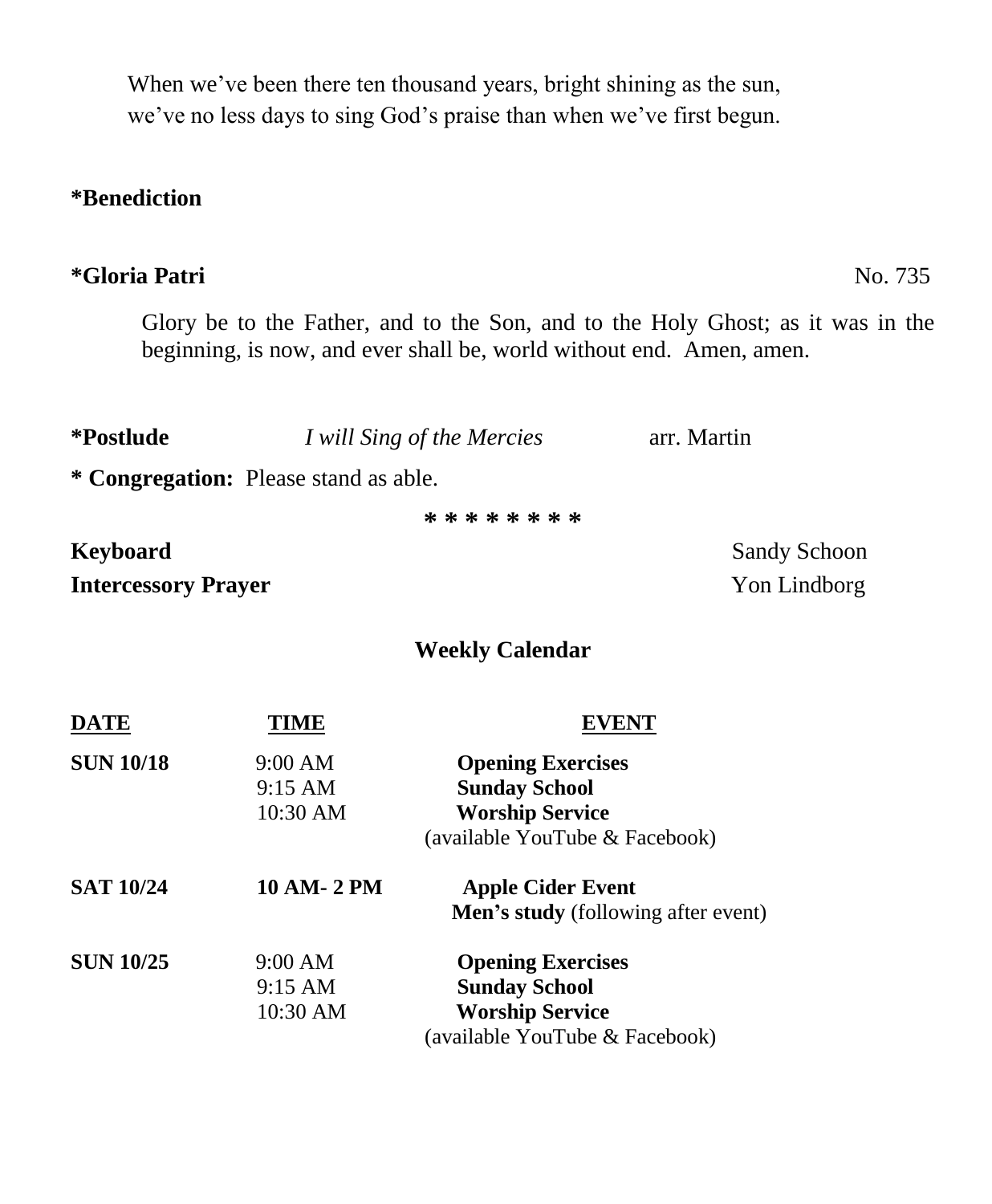When we've been there ten thousand years, bright shining as the sun,
we've no less days to sing God's praise than when we've first begun.

**\*Benediction**

**\*Gloria Patri** No. 735

Glory be to the Father, and to the Son, and to the Holy Ghost; as it was in the beginning, is now, and ever shall be, world without end. Amen, amen.

**\*Postlude** *I will Sing of the Mercies* arr. Martin

**\* Congregation:** Please stand as able.

\* \* \* \* \* \* \* \*

**Keyboard** Sandy Schoon
**Intercessory Prayer** Yon Lindborg

## Weekly Calendar

| DATE | TIME | EVENT |
|---|---|---|
| **SUN 10/18** | 9:00 AM | **Opening Exercises** |
| | 9:15 AM | **Sunday School** |
| | 10:30 AM | **Worship Service** |
| | | (available YouTube & Facebook) |
| **SAT 10/24** | **10 AM- 2 PM** | **Apple Cider Event** |
| | | **Men's study** (following after event) |
| **SUN 10/25** | 9:00 AM | **Opening Exercises** |
| | 9:15 AM | **Sunday School** |
| | 10:30 AM | **Worship Service** |
| | | (available YouTube & Facebook) |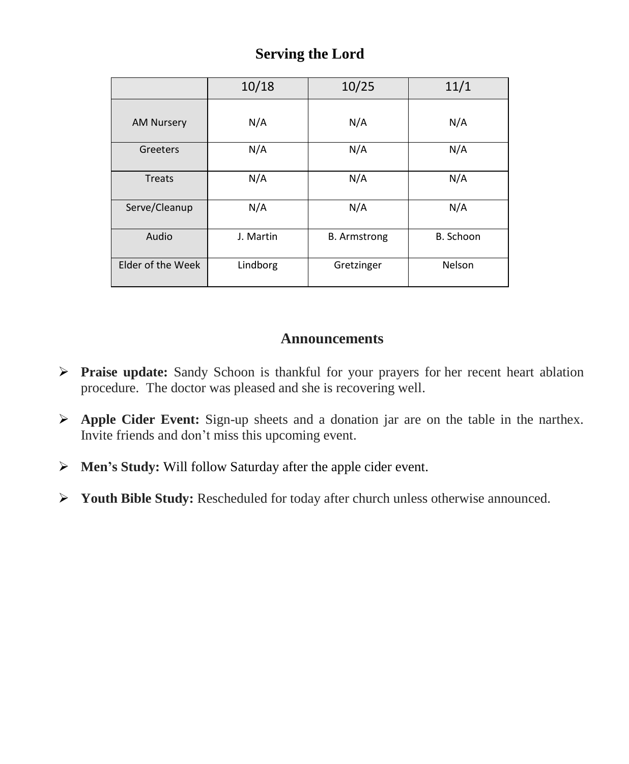## Serving the Lord

| | 10/18 | 10/25 | 11/1 |
|---|---|---|---|
| AM Nursery | N/A | N/A | N/A |
| Greeters | N/A | N/A | N/A |
| Treats | N/A | N/A | N/A |
| Serve/Cleanup | N/A | N/A | N/A |
| Audio | J. Martin | B. Armstrong | B. Schoon |
| Elder of the Week | Lindborg | Gretzinger | Nelson |

## Announcements

- **Praise update:** Sandy Schoon is thankful for your prayers for her recent heart ablation procedure. The doctor was pleased and she is recovering well.
- **Apple Cider Event:** Sign-up sheets and a donation jar are on the table in the narthex. Invite friends and don't miss this upcoming event.
- **Men's Study:** Will follow Saturday after the apple cider event.
- **Youth Bible Study:** Rescheduled for today after church unless otherwise announced.